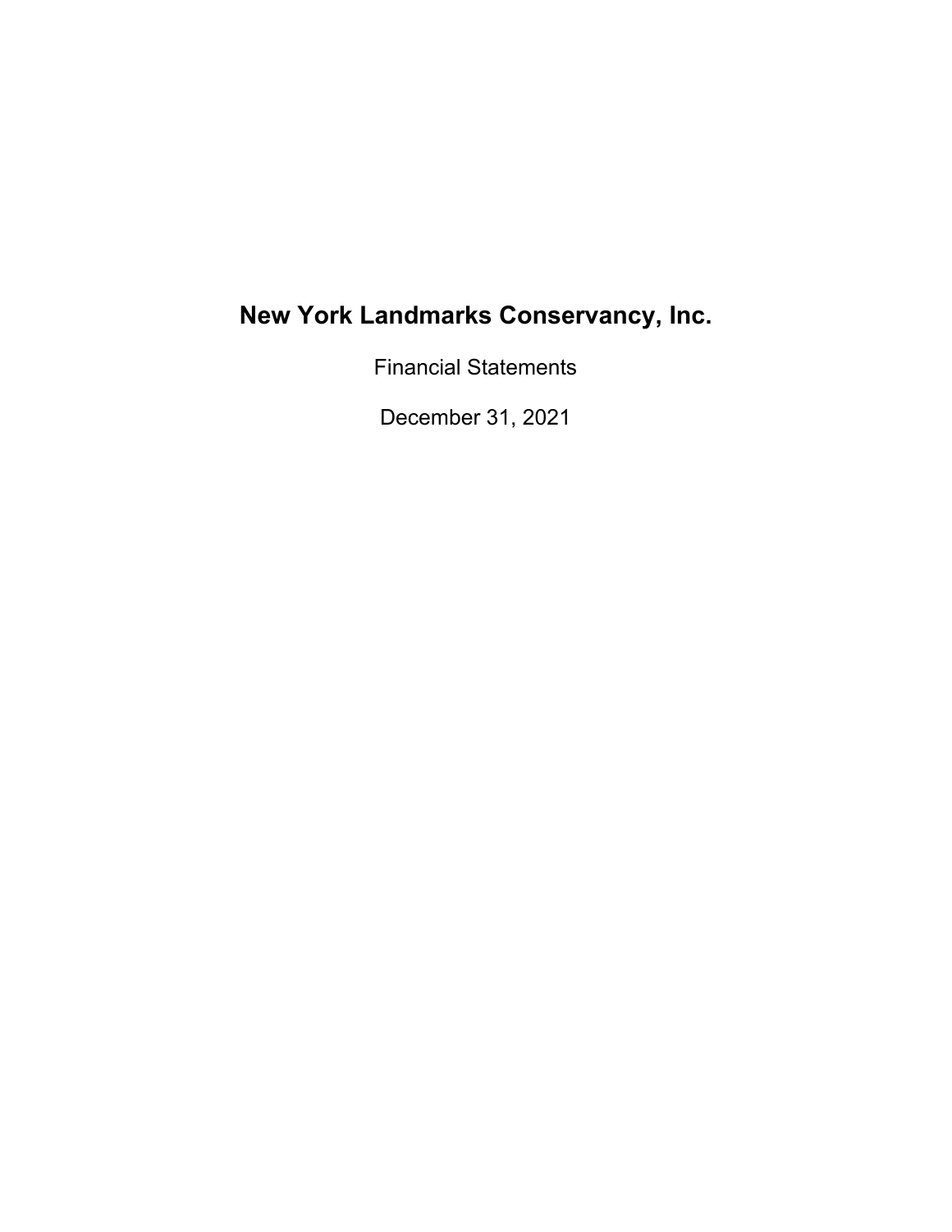# New York Landmarks Conservancy, Inc.

Financial Statements

December 31, 2021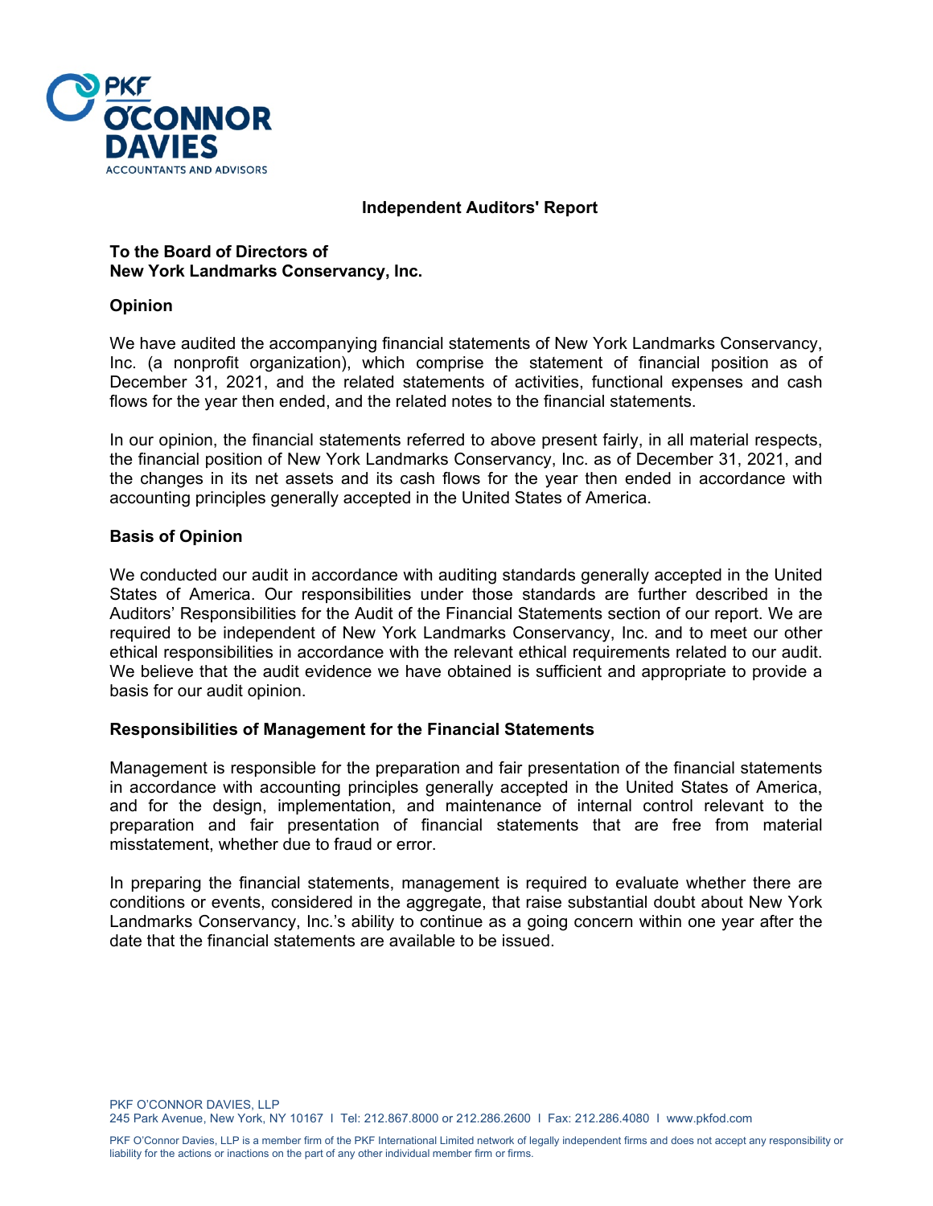## Independent Auditors' Report

**To the Board of Directors of**
**New York Landmarks Conservancy, Inc.**

### Opinion

We have audited the accompanying financial statements of New York Landmarks Conservancy, Inc. (a nonprofit organization), which comprise the statement of financial position as of December 31, 2021, and the related statements of activities, functional expenses and cash flows for the year then ended, and the related notes to the financial statements.

In our opinion, the financial statements referred to above present fairly, in all material respects, the financial position of New York Landmarks Conservancy, Inc. as of December 31, 2021, and the changes in its net assets and its cash flows for the year then ended in accordance with accounting principles generally accepted in the United States of America.

### Basis of Opinion

We conducted our audit in accordance with auditing standards generally accepted in the United States of America. Our responsibilities under those standards are further described in the Auditors' Responsibilities for the Audit of the Financial Statements section of our report. We are required to be independent of New York Landmarks Conservancy, Inc. and to meet our other ethical responsibilities in accordance with the relevant ethical requirements related to our audit. We believe that the audit evidence we have obtained is sufficient and appropriate to provide a basis for our audit opinion.

### Responsibilities of Management for the Financial Statements

Management is responsible for the preparation and fair presentation of the financial statements in accordance with accounting principles generally accepted in the United States of America, and for the design, implementation, and maintenance of internal control relevant to the preparation and fair presentation of financial statements that are free from material misstatement, whether due to fraud or error.

In preparing the financial statements, management is required to evaluate whether there are conditions or events, considered in the aggregate, that raise substantial doubt about New York Landmarks Conservancy, Inc.'s ability to continue as a going concern within one year after the date that the financial statements are available to be issued.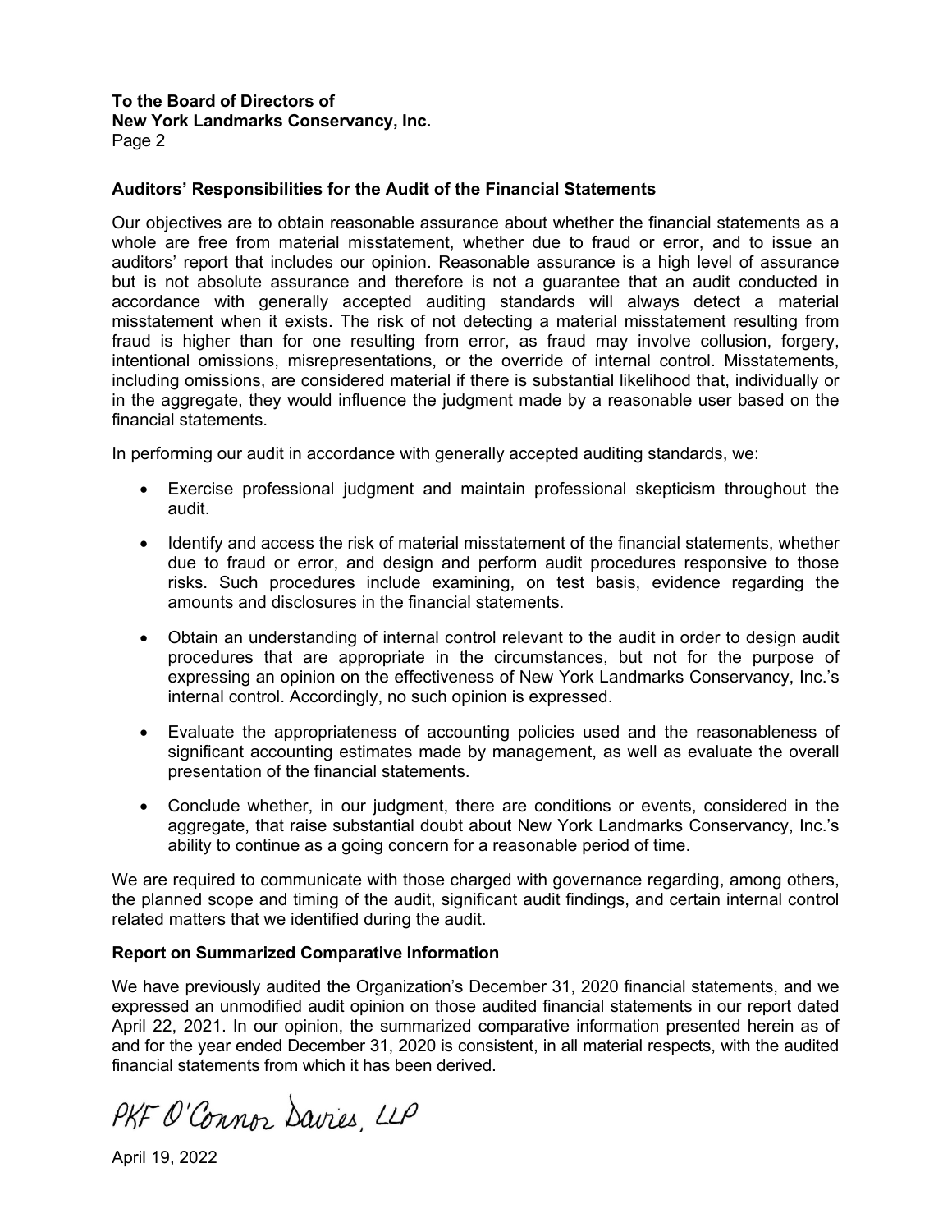**To the Board of Directors of**
**New York Landmarks Conservancy, Inc.**
Page 2

### Auditors' Responsibilities for the Audit of the Financial Statements

Our objectives are to obtain reasonable assurance about whether the financial statements as a whole are free from material misstatement, whether due to fraud or error, and to issue an auditors' report that includes our opinion. Reasonable assurance is a high level of assurance but is not absolute assurance and therefore is not a guarantee that an audit conducted in accordance with generally accepted auditing standards will always detect a material misstatement when it exists. The risk of not detecting a material misstatement resulting from fraud is higher than for one resulting from error, as fraud may involve collusion, forgery, intentional omissions, misrepresentations, or the override of internal control. Misstatements, including omissions, are considered material if there is substantial likelihood that, individually or in the aggregate, they would influence the judgment made by a reasonable user based on the financial statements.

In performing our audit in accordance with generally accepted auditing standards, we:

- Exercise professional judgment and maintain professional skepticism throughout the audit.
- Identify and access the risk of material misstatement of the financial statements, whether due to fraud or error, and design and perform audit procedures responsive to those risks. Such procedures include examining, on test basis, evidence regarding the amounts and disclosures in the financial statements.
- Obtain an understanding of internal control relevant to the audit in order to design audit procedures that are appropriate in the circumstances, but not for the purpose of expressing an opinion on the effectiveness of New York Landmarks Conservancy, Inc.'s internal control. Accordingly, no such opinion is expressed.
- Evaluate the appropriateness of accounting policies used and the reasonableness of significant accounting estimates made by management, as well as evaluate the overall presentation of the financial statements.
- Conclude whether, in our judgment, there are conditions or events, considered in the aggregate, that raise substantial doubt about New York Landmarks Conservancy, Inc.'s ability to continue as a going concern for a reasonable period of time.

We are required to communicate with those charged with governance regarding, among others, the planned scope and timing of the audit, significant audit findings, and certain internal control related matters that we identified during the audit.

### Report on Summarized Comparative Information

We have previously audited the Organization's December 31, 2020 financial statements, and we expressed an unmodified audit opinion on those audited financial statements in our report dated April 22, 2021. In our opinion, the summarized comparative information presented herein as of and for the year ended December 31, 2020 is consistent, in all material respects, with the audited financial statements from which it has been derived.

PKF O'Connor Davies, LLP

April 19, 2022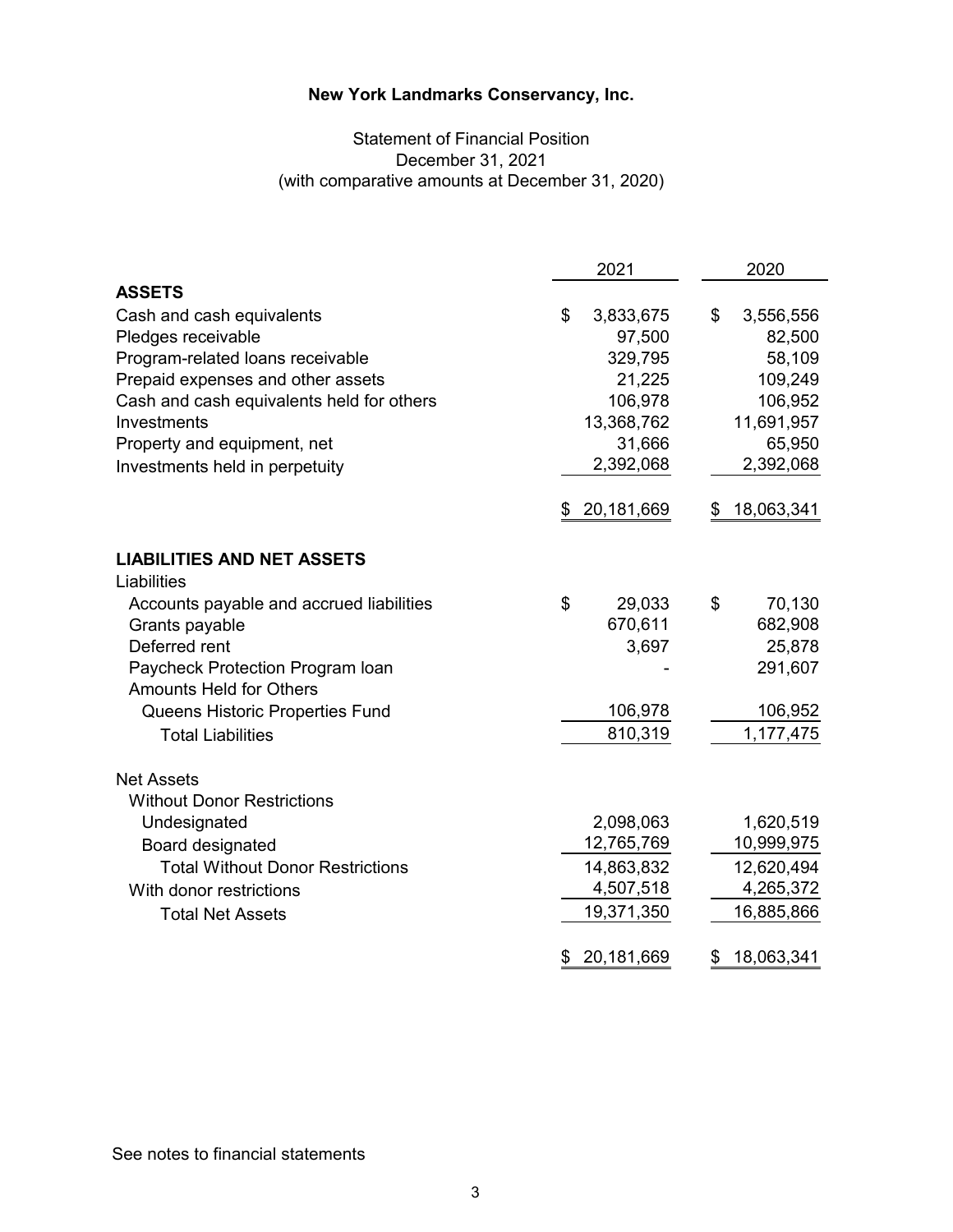# New York Landmarks Conservancy, Inc.

Statement of Financial Position
December 31, 2021
(with comparative amounts at December 31, 2020)

| | 2021 | 2020 |
|---|---|---|
| **ASSETS** | | |
| Cash and cash equivalents | $ 3,833,675 | $ 3,556,556 |
| Pledges receivable | 97,500 | 82,500 |
| Program-related loans receivable | 329,795 | 58,109 |
| Prepaid expenses and other assets | 21,225 | 109,249 |
| Cash and cash equivalents held for others | 106,978 | 106,952 |
| Investments | 13,368,762 | 11,691,957 |
| Property and equipment, net | 31,666 | 65,950 |
| Investments held in perpetuity | 2,392,068 | 2,392,068 |
| | $ 20,181,669 | $ 18,063,341 |
| **LIABILITIES AND NET ASSETS** | | |
| Liabilities | | |
| Accounts payable and accrued liabilities | $ 29,033 | $ 70,130 |
| Grants payable | 670,611 | 682,908 |
| Deferred rent | 3,697 | 25,878 |
| Paycheck Protection Program loan | - | 291,607 |
| Amounts Held for Others | | |
| Queens Historic Properties Fund | 106,978 | 106,952 |
| Total Liabilities | 810,319 | 1,177,475 |
| Net Assets | | |
| Without Donor Restrictions | | |
| Undesignated | 2,098,063 | 1,620,519 |
| Board designated | 12,765,769 | 10,999,975 |
| Total Without Donor Restrictions | 14,863,832 | 12,620,494 |
| With donor restrictions | 4,507,518 | 4,265,372 |
| Total Net Assets | 19,371,350 | 16,885,866 |
| | $ 20,181,669 | $ 18,063,341 |

See notes to financial statements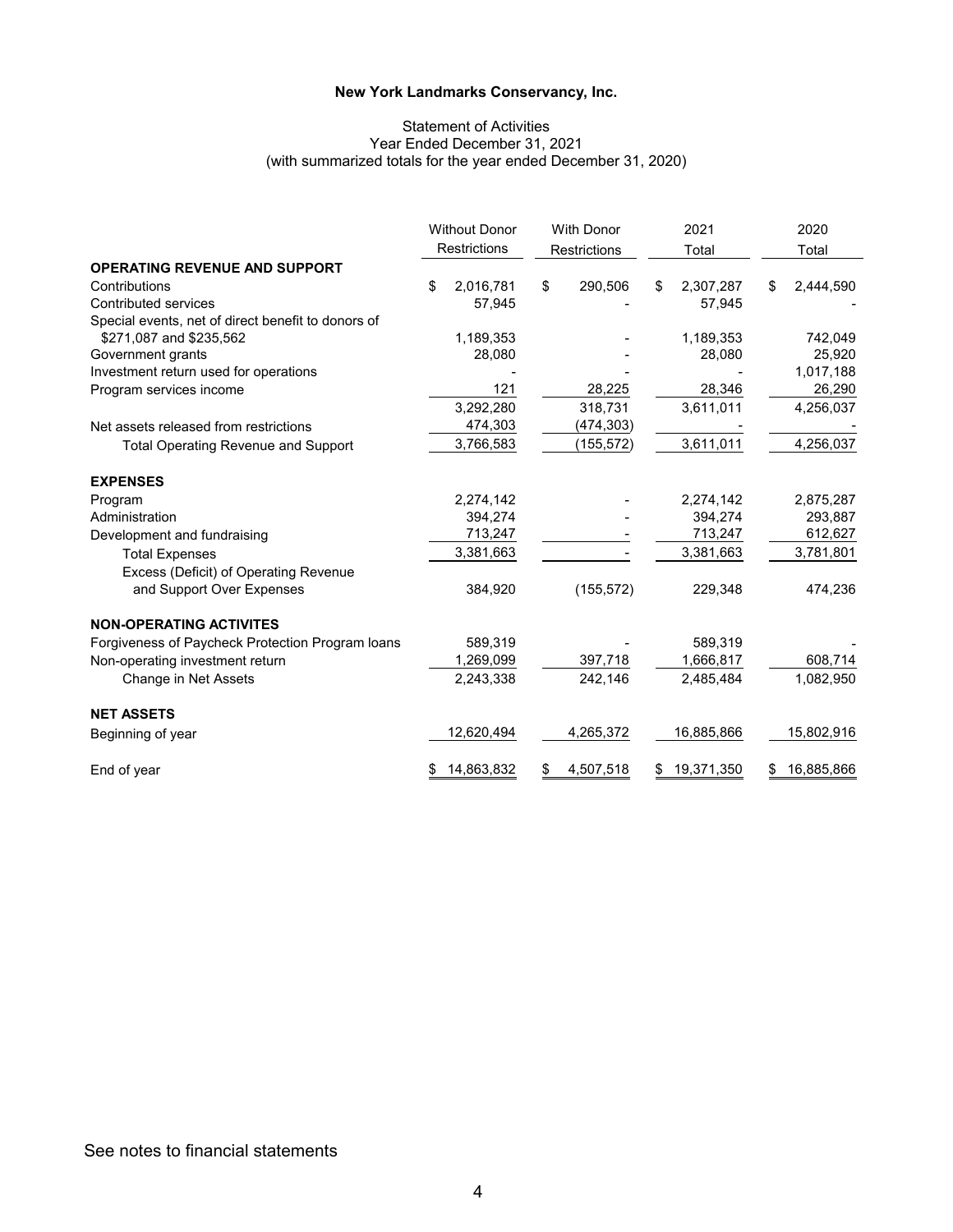**New York Landmarks Conservancy, Inc.**

Statement of Activities
Year Ended December 31, 2021
(with summarized totals for the year ended December 31, 2020)

| | Without Donor Restrictions | With Donor Restrictions | 2021 Total | 2020 Total |
|---|---|---|---|---|
| **OPERATING REVENUE AND SUPPORT** | | | | |
| Contributions | $ 2,016,781 | $ 290,506 | $ 2,307,287 | $ 2,444,590 |
| Contributed services | 57,945 | - | 57,945 | - |
| Special events, net of direct benefit to donors of $271,087 and $235,562 | 1,189,353 | - | 1,189,353 | 742,049 |
| Government grants | 28,080 | - | 28,080 | 25,920 |
| Investment return used for operations | - | - | - | 1,017,188 |
| Program services income | 121 | 28,225 | 28,346 | 26,290 |
| | 3,292,280 | 318,731 | 3,611,011 | 4,256,037 |
| Net assets released from restrictions | 474,303 | (474,303) | - | - |
| Total Operating Revenue and Support | 3,766,583 | (155,572) | 3,611,011 | 4,256,037 |
| **EXPENSES** | | | | |
| Program | 2,274,142 | - | 2,274,142 | 2,875,287 |
| Administration | 394,274 | - | 394,274 | 293,887 |
| Development and fundraising | 713,247 | - | 713,247 | 612,627 |
| Total Expenses | 3,381,663 | - | 3,381,663 | 3,781,801 |
| Excess (Deficit) of Operating Revenue and Support Over Expenses | 384,920 | (155,572) | 229,348 | 474,236 |
| **NON-OPERATING ACTIVITES** | | | | |
| Forgiveness of Paycheck Protection Program loans | 589,319 | - | 589,319 | - |
| Non-operating investment return | 1,269,099 | 397,718 | 1,666,817 | 608,714 |
| Change in Net Assets | 2,243,338 | 242,146 | 2,485,484 | 1,082,950 |
| **NET ASSETS** | | | | |
| Beginning of year | 12,620,494 | 4,265,372 | 16,885,866 | 15,802,916 |
| End of year | $ 14,863,832 | $ 4,507,518 | $ 19,371,350 | $ 16,885,866 |

See notes to financial statements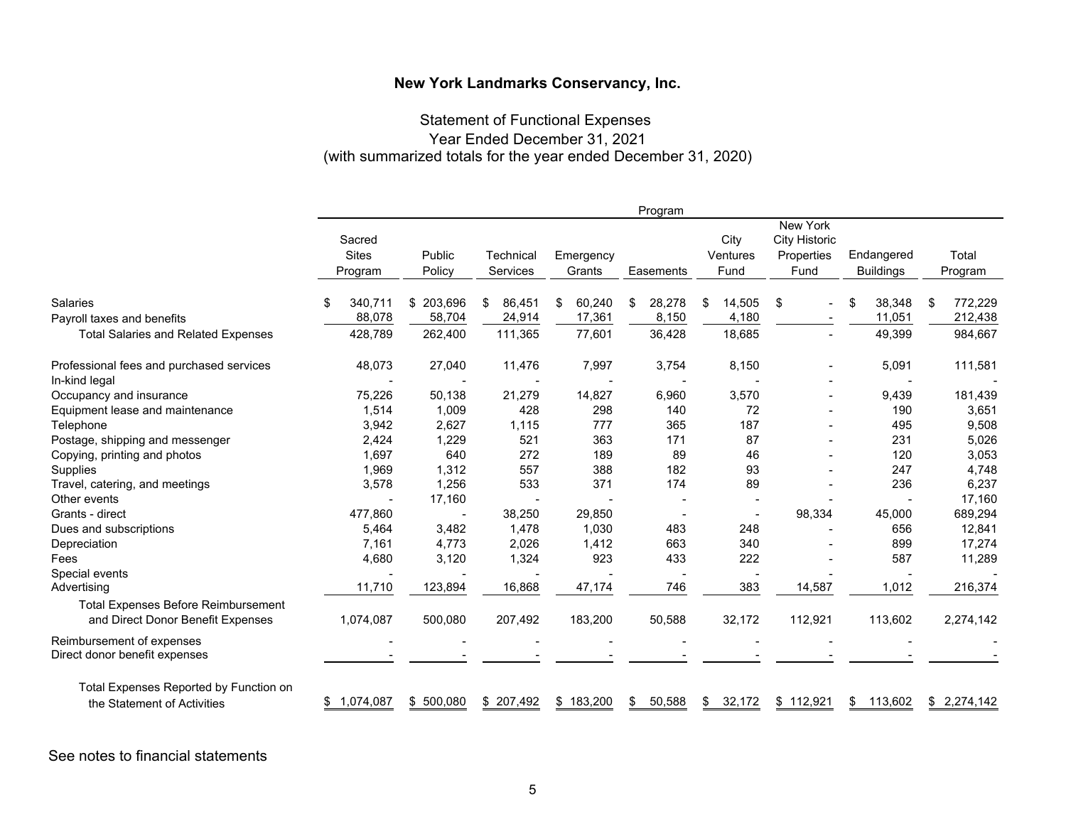# New York Landmarks Conservancy, Inc.

## Statement of Functional Expenses
### Year Ended December 31, 2021
### (with summarized totals for the year ended December 31, 2020)

| | Program | | | | | | | | |
|---|---|---|---|---|---|---|---|---|---|
| | Sacred Sites Program | Public Policy | Technical Services | Emergency Grants | Easements | City Ventures Fund | New York City Historic Properties Fund | Endangered Buildings | Total Program |
| Salaries | $ 340,711 | $ 203,696 | $ 86,451 | $ 60,240 | $ 28,278 | $ 14,505 | $ - | $ 38,348 | $ 772,229 |
| Payroll taxes and benefits | 88,078 | 58,704 | 24,914 | 17,361 | 8,150 | 4,180 | - | 11,051 | 212,438 |
| Total Salaries and Related Expenses | 428,789 | 262,400 | 111,365 | 77,601 | 36,428 | 18,685 | - | 49,399 | 984,667 |
| Professional fees and purchased services | 48,073 | 27,040 | 11,476 | 7,997 | 3,754 | 8,150 | - | 5,091 | 111,581 |
| In-kind legal | - | - | - | - | - | - | - | - | - |
| Occupancy and insurance | 75,226 | 50,138 | 21,279 | 14,827 | 6,960 | 3,570 | - | 9,439 | 181,439 |
| Equipment lease and maintenance | 1,514 | 1,009 | 428 | 298 | 140 | 72 | - | 190 | 3,651 |
| Telephone | 3,942 | 2,627 | 1,115 | 777 | 365 | 187 | - | 495 | 9,508 |
| Postage, shipping and messenger | 2,424 | 1,229 | 521 | 363 | 171 | 87 | - | 231 | 5,026 |
| Copying, printing and photos | 1,697 | 640 | 272 | 189 | 89 | 46 | - | 120 | 3,053 |
| Supplies | 1,969 | 1,312 | 557 | 388 | 182 | 93 | - | 247 | 4,748 |
| Travel, catering, and meetings | 3,578 | 1,256 | 533 | 371 | 174 | 89 | - | 236 | 6,237 |
| Other events | - | 17,160 | - | - | - | - | - | - | 17,160 |
| Grants - direct | 477,860 | - | 38,250 | 29,850 | - | - | 98,334 | 45,000 | 689,294 |
| Dues and subscriptions | 5,464 | 3,482 | 1,478 | 1,030 | 483 | 248 | - | 656 | 12,841 |
| Depreciation | 7,161 | 4,773 | 2,026 | 1,412 | 663 | 340 | - | 899 | 17,274 |
| Fees | 4,680 | 3,120 | 1,324 | 923 | 433 | 222 | - | 587 | 11,289 |
| Special events | - | - | - | - | - | - | - | - | - |
| Advertising | 11,710 | 123,894 | 16,868 | 47,174 | 746 | 383 | 14,587 | 1,012 | 216,374 |
| Total Expenses Before Reimbursement and Direct Donor Benefit Expenses | 1,074,087 | 500,080 | 207,492 | 183,200 | 50,588 | 32,172 | 112,921 | 113,602 | 2,274,142 |
| Reimbursement of expenses | - | - | - | - | - | - | - | - | - |
| Direct donor benefit expenses | - | - | - | - | - | - | - | - | - |
| Total Expenses Reported by Function on the Statement of Activities | $ 1,074,087 | $ 500,080 | $ 207,492 | $ 183,200 | $ 50,588 | $ 32,172 | $ 112,921 | $ 113,602 | $ 2,274,142 |

See notes to financial statements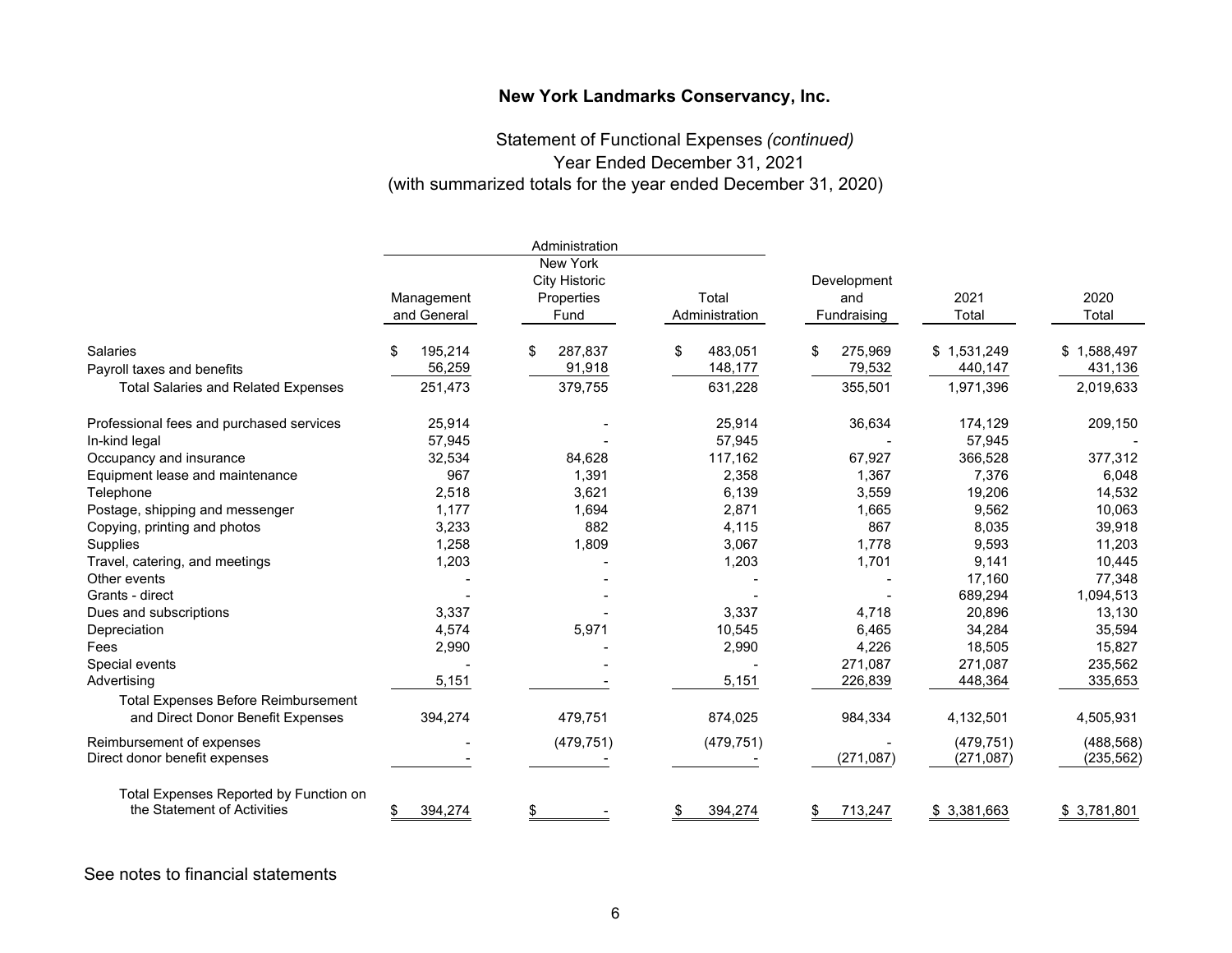**New York Landmarks Conservancy, Inc.**

Statement of Functional Expenses *(continued)*
Year Ended December 31, 2021
(with summarized totals for the year ended December 31, 2020)

| | Administration | | | | | |
|---|---|---|---|---|---|---|
| | Management and General | New York City Historic Properties Fund | Total Administration | Development and Fundraising | 2021 Total | 2020 Total |
| Salaries | $ 195,214 | $ 287,837 | $ 483,051 | $ 275,969 | $ 1,531,249 | $ 1,588,497 |
| Payroll taxes and benefits | 56,259 | 91,918 | 148,177 | 79,532 | 440,147 | 431,136 |
| Total Salaries and Related Expenses | 251,473 | 379,755 | 631,228 | 355,501 | 1,971,396 | 2,019,633 |
| Professional fees and purchased services | 25,914 | - | 25,914 | 36,634 | 174,129 | 209,150 |
| In-kind legal | 57,945 | - | 57,945 | - | 57,945 | - |
| Occupancy and insurance | 32,534 | 84,628 | 117,162 | 67,927 | 366,528 | 377,312 |
| Equipment lease and maintenance | 967 | 1,391 | 2,358 | 1,367 | 7,376 | 6,048 |
| Telephone | 2,518 | 3,621 | 6,139 | 3,559 | 19,206 | 14,532 |
| Postage, shipping and messenger | 1,177 | 1,694 | 2,871 | 1,665 | 9,562 | 10,063 |
| Copying, printing and photos | 3,233 | 882 | 4,115 | 867 | 8,035 | 39,918 |
| Supplies | 1,258 | 1,809 | 3,067 | 1,778 | 9,593 | 11,203 |
| Travel, catering, and meetings | 1,203 | - | 1,203 | 1,701 | 9,141 | 10,445 |
| Other events | - | - | - | - | 17,160 | 77,348 |
| Grants - direct | - | - | - | - | 689,294 | 1,094,513 |
| Dues and subscriptions | 3,337 | - | 3,337 | 4,718 | 20,896 | 13,130 |
| Depreciation | 4,574 | 5,971 | 10,545 | 6,465 | 34,284 | 35,594 |
| Fees | 2,990 | - | 2,990 | 4,226 | 18,505 | 15,827 |
| Special events | - | - | - | 271,087 | 271,087 | 235,562 |
| Advertising | 5,151 | - | 5,151 | 226,839 | 448,364 | 335,653 |
| Total Expenses Before Reimbursement and Direct Donor Benefit Expenses | 394,274 | 479,751 | 874,025 | 984,334 | 4,132,501 | 4,505,931 |
| Reimbursement of expenses | - | (479,751) | (479,751) | - | (479,751) | (488,568) |
| Direct donor benefit expenses | - | - | - | (271,087) | (271,087) | (235,562) |
| Total Expenses Reported by Function on the Statement of Activities | $ 394,274 | $ - | $ 394,274 | $ 713,247 | $ 3,381,663 | $ 3,781,801 |

See notes to financial statements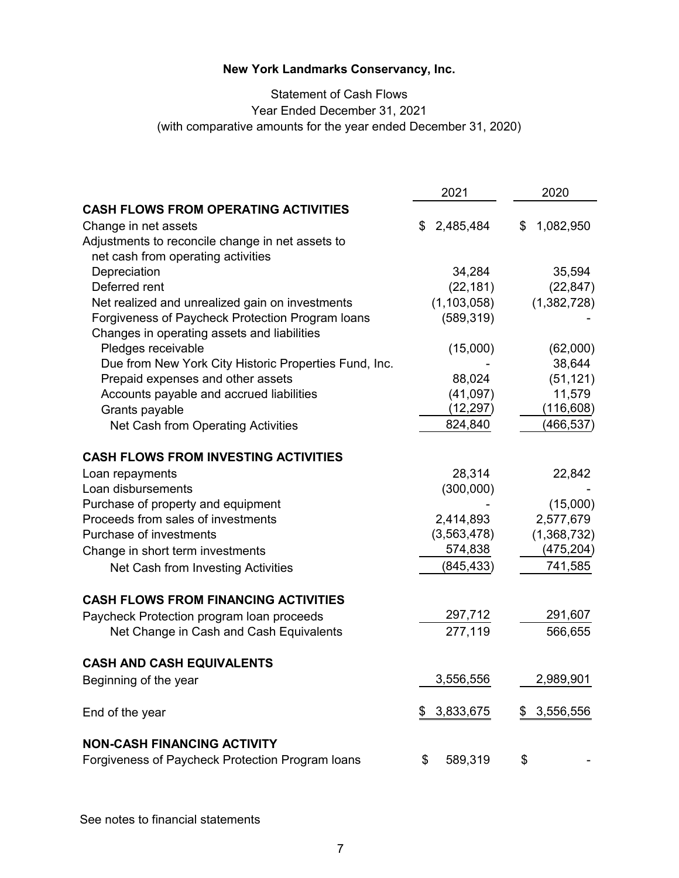# New York Landmarks Conservancy, Inc.

Statement of Cash Flows
Year Ended December 31, 2021
(with comparative amounts for the year ended December 31, 2020)

| | 2021 | 2020 |
|---|---|---|
| **CASH FLOWS FROM OPERATING ACTIVITIES** | | |
| Change in net assets | $ 2,485,484 | $ 1,082,950 |
| Adjustments to reconcile change in net assets to net cash from operating activities | | |
| Depreciation | 34,284 | 35,594 |
| Deferred rent | (22,181) | (22,847) |
| Net realized and unrealized gain on investments | (1,103,058) | (1,382,728) |
| Forgiveness of Paycheck Protection Program loans | (589,319) | - |
| Changes in operating assets and liabilities | | |
| Pledges receivable | (15,000) | (62,000) |
| Due from New York City Historic Properties Fund, Inc. | - | 38,644 |
| Prepaid expenses and other assets | 88,024 | (51,121) |
| Accounts payable and accrued liabilities | (41,097) | 11,579 |
| Grants payable | (12,297) | (116,608) |
| Net Cash from Operating Activities | 824,840 | (466,537) |
| **CASH FLOWS FROM INVESTING ACTIVITIES** | | |
| Loan repayments | 28,314 | 22,842 |
| Loan disbursements | (300,000) | - |
| Purchase of property and equipment | - | (15,000) |
| Proceeds from sales of investments | 2,414,893 | 2,577,679 |
| Purchase of investments | (3,563,478) | (1,368,732) |
| Change in short term investments | 574,838 | (475,204) |
| Net Cash from Investing Activities | (845,433) | 741,585 |
| **CASH FLOWS FROM FINANCING ACTIVITIES** | | |
| Paycheck Protection program loan proceeds | 297,712 | 291,607 |
| Net Change in Cash and Cash Equivalents | 277,119 | 566,655 |
| **CASH AND CASH EQUIVALENTS** | | |
| Beginning of the year | 3,556,556 | 2,989,901 |
| End of the year | $ 3,833,675 | $ 3,556,556 |
| **NON-CASH FINANCING ACTIVITY** | | |
| Forgiveness of Paycheck Protection Program loans | $ 589,319 | $ - |

See notes to financial statements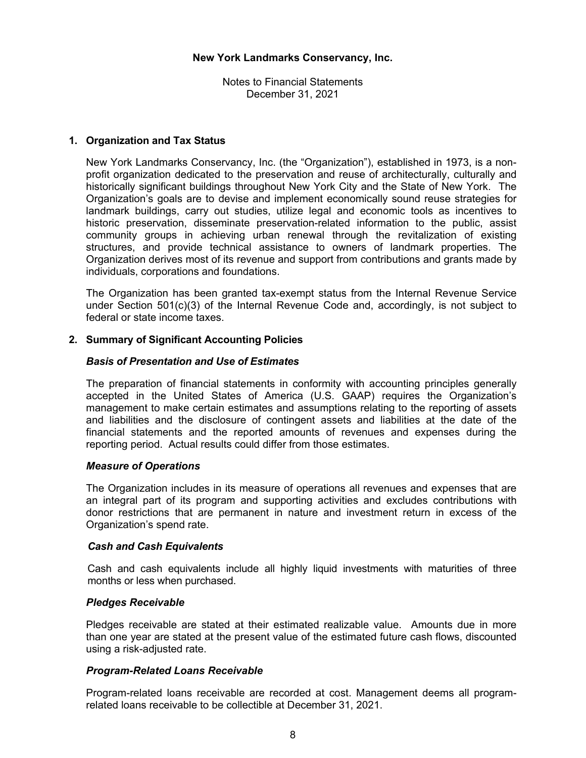# New York Landmarks Conservancy, Inc.

Notes to Financial Statements
December 31, 2021

## 1. Organization and Tax Status

New York Landmarks Conservancy, Inc. (the "Organization"), established in 1973, is a non-profit organization dedicated to the preservation and reuse of architecturally, culturally and historically significant buildings throughout New York City and the State of New York. The Organization's goals are to devise and implement economically sound reuse strategies for landmark buildings, carry out studies, utilize legal and economic tools as incentives to historic preservation, disseminate preservation-related information to the public, assist community groups in achieving urban renewal through the revitalization of existing structures, and provide technical assistance to owners of landmark properties. The Organization derives most of its revenue and support from contributions and grants made by individuals, corporations and foundations.

The Organization has been granted tax-exempt status from the Internal Revenue Service under Section 501(c)(3) of the Internal Revenue Code and, accordingly, is not subject to federal or state income taxes.

## 2. Summary of Significant Accounting Policies

### *Basis of Presentation and Use of Estimates*

The preparation of financial statements in conformity with accounting principles generally accepted in the United States of America (U.S. GAAP) requires the Organization's management to make certain estimates and assumptions relating to the reporting of assets and liabilities and the disclosure of contingent assets and liabilities at the date of the financial statements and the reported amounts of revenues and expenses during the reporting period. Actual results could differ from those estimates.

### *Measure of Operations*

The Organization includes in its measure of operations all revenues and expenses that are an integral part of its program and supporting activities and excludes contributions with donor restrictions that are permanent in nature and investment return in excess of the Organization's spend rate.

### *Cash and Cash Equivalents*

Cash and cash equivalents include all highly liquid investments with maturities of three months or less when purchased.

### *Pledges Receivable*

Pledges receivable are stated at their estimated realizable value. Amounts due in more than one year are stated at the present value of the estimated future cash flows, discounted using a risk-adjusted rate.

### *Program-Related Loans Receivable*

Program-related loans receivable are recorded at cost. Management deems all program-related loans receivable to be collectible at December 31, 2021.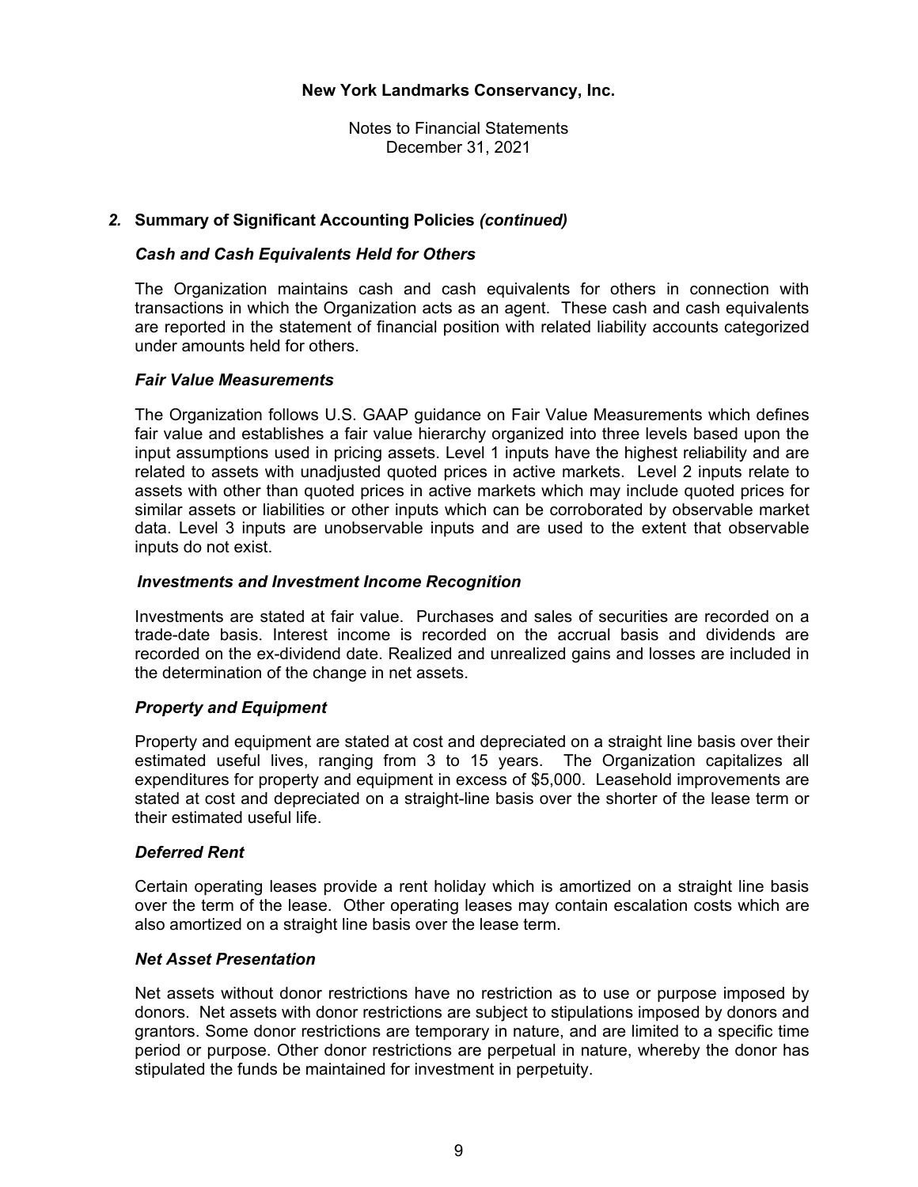## 2. Summary of Significant Accounting Policies *(continued)*

### *Cash and Cash Equivalents Held for Others*

The Organization maintains cash and cash equivalents for others in connection with transactions in which the Organization acts as an agent. These cash and cash equivalents are reported in the statement of financial position with related liability accounts categorized under amounts held for others.

### *Fair Value Measurements*

The Organization follows U.S. GAAP guidance on Fair Value Measurements which defines fair value and establishes a fair value hierarchy organized into three levels based upon the input assumptions used in pricing assets. Level 1 inputs have the highest reliability and are related to assets with unadjusted quoted prices in active markets. Level 2 inputs relate to assets with other than quoted prices in active markets which may include quoted prices for similar assets or liabilities or other inputs which can be corroborated by observable market data. Level 3 inputs are unobservable inputs and are used to the extent that observable inputs do not exist.

### *Investments and Investment Income Recognition*

Investments are stated at fair value. Purchases and sales of securities are recorded on a trade-date basis. Interest income is recorded on the accrual basis and dividends are recorded on the ex-dividend date. Realized and unrealized gains and losses are included in the determination of the change in net assets.

### *Property and Equipment*

Property and equipment are stated at cost and depreciated on a straight line basis over their estimated useful lives, ranging from 3 to 15 years. The Organization capitalizes all expenditures for property and equipment in excess of $5,000. Leasehold improvements are stated at cost and depreciated on a straight-line basis over the shorter of the lease term or their estimated useful life.

### *Deferred Rent*

Certain operating leases provide a rent holiday which is amortized on a straight line basis over the term of the lease. Other operating leases may contain escalation costs which are also amortized on a straight line basis over the lease term.

### *Net Asset Presentation*

Net assets without donor restrictions have no restriction as to use or purpose imposed by donors. Net assets with donor restrictions are subject to stipulations imposed by donors and grantors. Some donor restrictions are temporary in nature, and are limited to a specific time period or purpose. Other donor restrictions are perpetual in nature, whereby the donor has stipulated the funds be maintained for investment in perpetuity.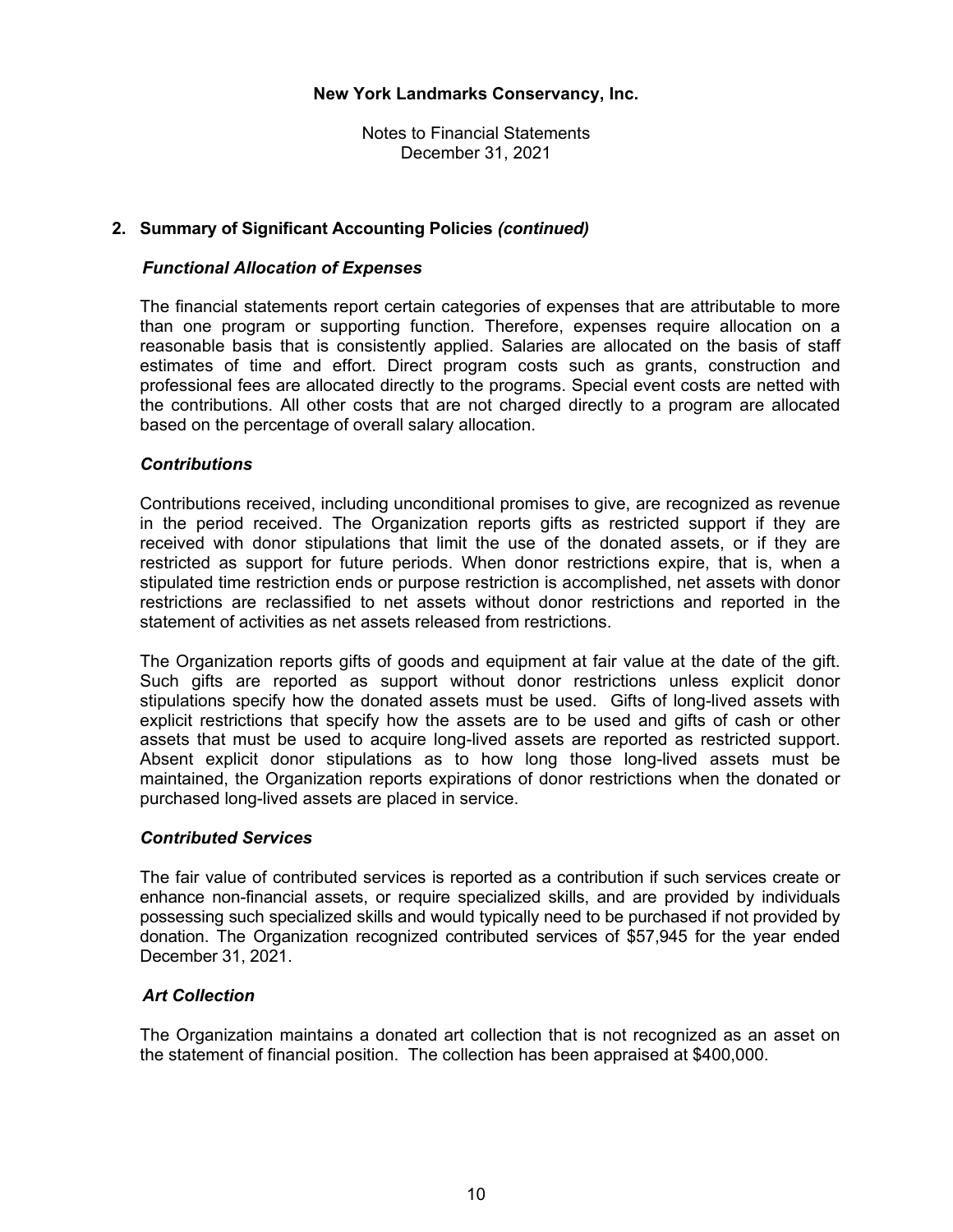**New York Landmarks Conservancy, Inc.**

Notes to Financial Statements
December 31, 2021

## 2. Summary of Significant Accounting Policies *(continued)*

### *Functional Allocation of Expenses*

The financial statements report certain categories of expenses that are attributable to more than one program or supporting function. Therefore, expenses require allocation on a reasonable basis that is consistently applied. Salaries are allocated on the basis of staff estimates of time and effort. Direct program costs such as grants, construction and professional fees are allocated directly to the programs. Special event costs are netted with the contributions. All other costs that are not charged directly to a program are allocated based on the percentage of overall salary allocation.

### *Contributions*

Contributions received, including unconditional promises to give, are recognized as revenue in the period received. The Organization reports gifts as restricted support if they are received with donor stipulations that limit the use of the donated assets, or if they are restricted as support for future periods. When donor restrictions expire, that is, when a stipulated time restriction ends or purpose restriction is accomplished, net assets with donor restrictions are reclassified to net assets without donor restrictions and reported in the statement of activities as net assets released from restrictions.

The Organization reports gifts of goods and equipment at fair value at the date of the gift. Such gifts are reported as support without donor restrictions unless explicit donor stipulations specify how the donated assets must be used. Gifts of long-lived assets with explicit restrictions that specify how the assets are to be used and gifts of cash or other assets that must be used to acquire long-lived assets are reported as restricted support. Absent explicit donor stipulations as to how long those long-lived assets must be maintained, the Organization reports expirations of donor restrictions when the donated or purchased long-lived assets are placed in service.

### *Contributed Services*

The fair value of contributed services is reported as a contribution if such services create or enhance non-financial assets, or require specialized skills, and are provided by individuals possessing such specialized skills and would typically need to be purchased if not provided by donation. The Organization recognized contributed services of $57,945 for the year ended December 31, 2021.

### *Art Collection*

The Organization maintains a donated art collection that is not recognized as an asset on the statement of financial position. The collection has been appraised at $400,000.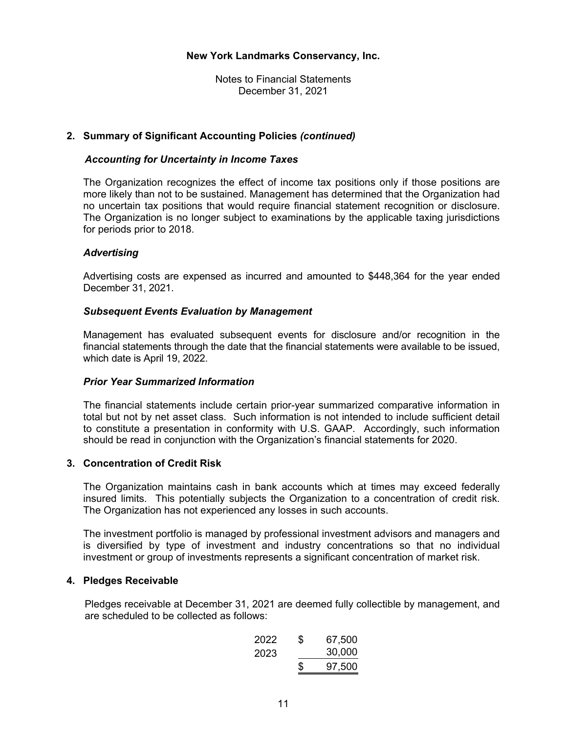**New York Landmarks Conservancy, Inc.**

Notes to Financial Statements
December 31, 2021

## 2. Summary of Significant Accounting Policies *(continued)*

### *Accounting for Uncertainty in Income Taxes*

The Organization recognizes the effect of income tax positions only if those positions are more likely than not to be sustained. Management has determined that the Organization had no uncertain tax positions that would require financial statement recognition or disclosure. The Organization is no longer subject to examinations by the applicable taxing jurisdictions for periods prior to 2018.

### *Advertising*

Advertising costs are expensed as incurred and amounted to $448,364 for the year ended December 31, 2021.

### *Subsequent Events Evaluation by Management*

Management has evaluated subsequent events for disclosure and/or recognition in the financial statements through the date that the financial statements were available to be issued, which date is April 19, 2022.

### *Prior Year Summarized Information*

The financial statements include certain prior-year summarized comparative information in total but not by net asset class. Such information is not intended to include sufficient detail to constitute a presentation in conformity with U.S. GAAP. Accordingly, such information should be read in conjunction with the Organization's financial statements for 2020.

## 3. Concentration of Credit Risk

The Organization maintains cash in bank accounts which at times may exceed federally insured limits. This potentially subjects the Organization to a concentration of credit risk. The Organization has not experienced any losses in such accounts.

The investment portfolio is managed by professional investment advisors and managers and is diversified by type of investment and industry concentrations so that no individual investment or group of investments represents a significant concentration of market risk.

## 4. Pledges Receivable

Pledges receivable at December 31, 2021 are deemed fully collectible by management, and are scheduled to be collected as follows:

| | |
|---|---|
| 2022 | $ 67,500 |
| 2023 | 30,000 |
| | $ 97,500 |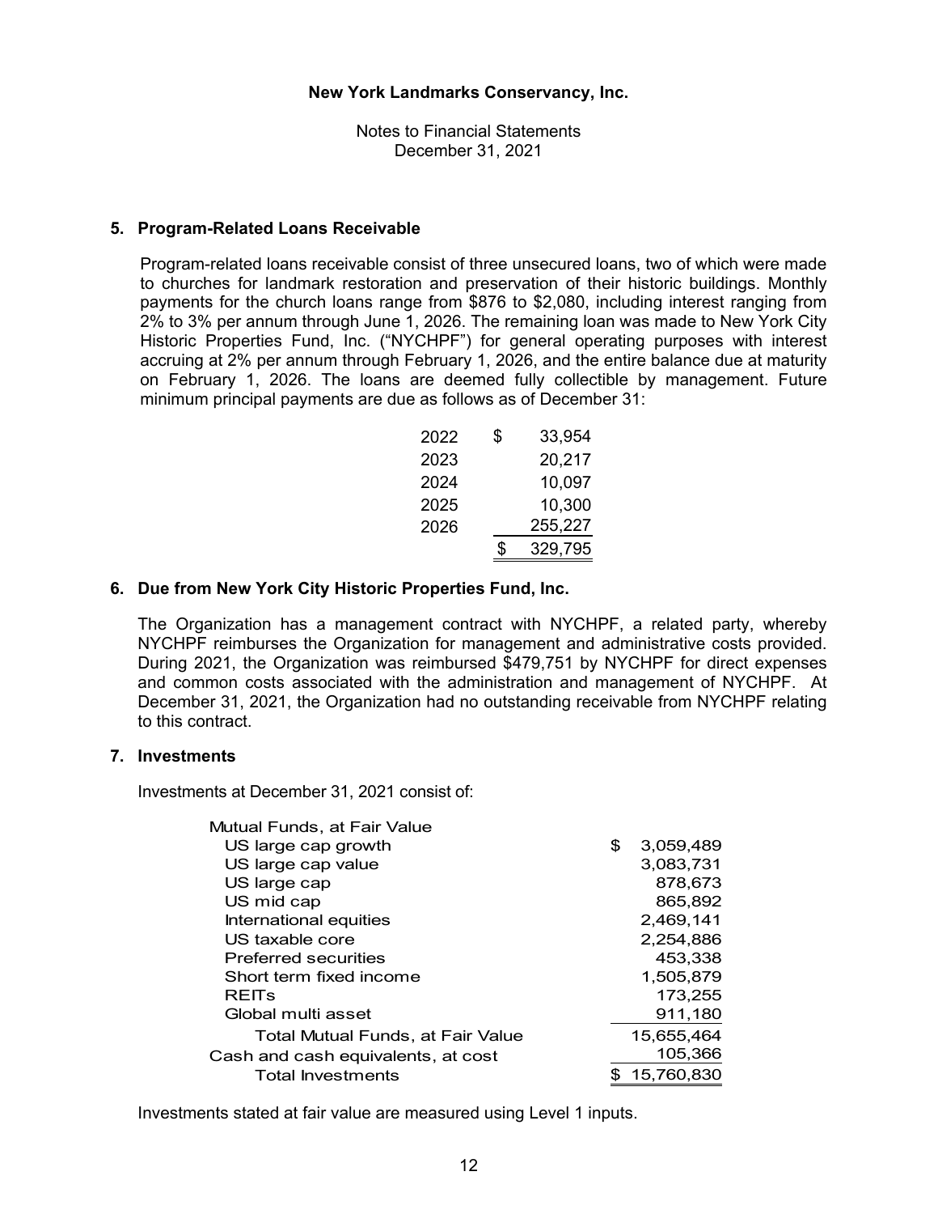**New York Landmarks Conservancy, Inc.**

Notes to Financial Statements
December 31, 2021

## 5. Program-Related Loans Receivable

Program-related loans receivable consist of three unsecured loans, two of which were made to churches for landmark restoration and preservation of their historic buildings. Monthly payments for the church loans range from $876 to $2,080, including interest ranging from 2% to 3% per annum through June 1, 2026. The remaining loan was made to New York City Historic Properties Fund, Inc. ("NYCHPF") for general operating purposes with interest accruing at 2% per annum through February 1, 2026, and the entire balance due at maturity on February 1, 2026. The loans are deemed fully collectible by management. Future minimum principal payments are due as follows as of December 31:

| | |
|---|---|
| 2022 | $ 33,954 |
| 2023 | 20,217 |
| 2024 | 10,097 |
| 2025 | 10,300 |
| 2026 | 255,227 |
| | $ 329,795 |

## 6. Due from New York City Historic Properties Fund, Inc.

The Organization has a management contract with NYCHPF, a related party, whereby NYCHPF reimburses the Organization for management and administrative costs provided. During 2021, the Organization was reimbursed $479,751 by NYCHPF for direct expenses and common costs associated with the administration and management of NYCHPF. At December 31, 2021, the Organization had no outstanding receivable from NYCHPF relating to this contract.

## 7. Investments

Investments at December 31, 2021 consist of:

| | |
|---|---|
| Mutual Funds, at Fair Value | |
| US large cap growth | $ 3,059,489 |
| US large cap value | 3,083,731 |
| US large cap | 878,673 |
| US mid cap | 865,892 |
| International equities | 2,469,141 |
| US taxable core | 2,254,886 |
| Preferred securities | 453,338 |
| Short term fixed income | 1,505,879 |
| REITs | 173,255 |
| Global multi asset | 911,180 |
| Total Mutual Funds, at Fair Value | 15,655,464 |
| Cash and cash equivalents, at cost | 105,366 |
| Total Investments | $ 15,760,830 |

Investments stated at fair value are measured using Level 1 inputs.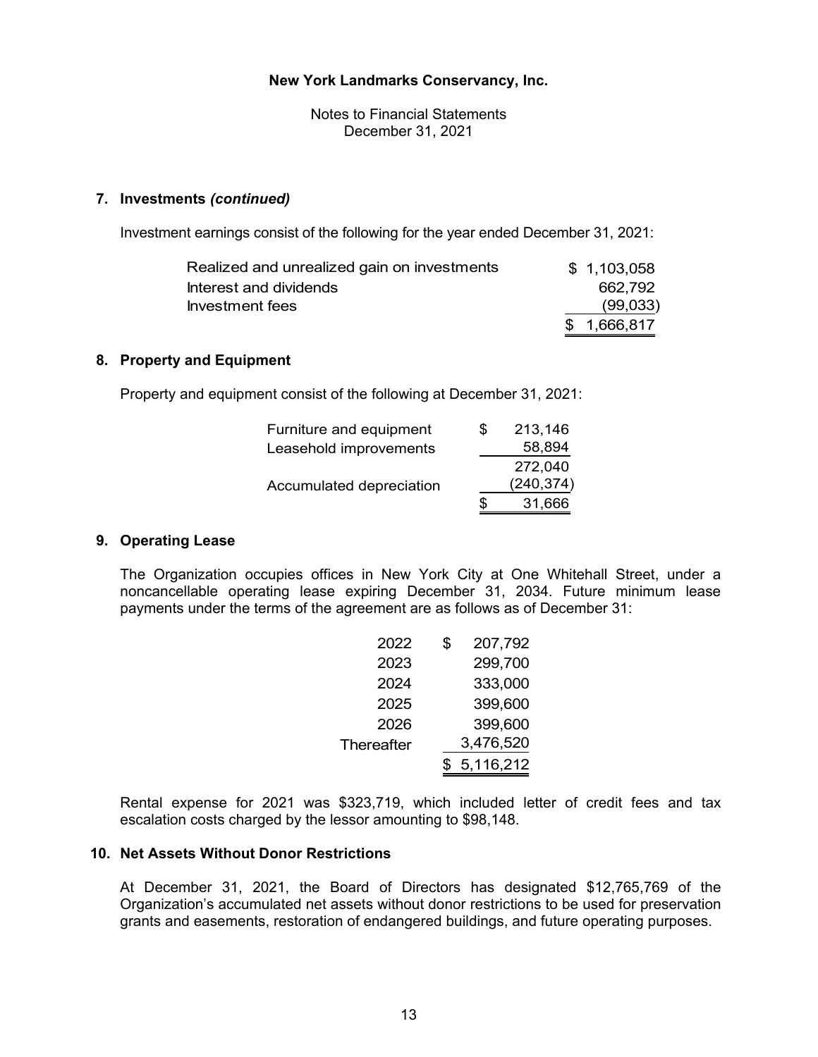**New York Landmarks Conservancy, Inc.**

Notes to Financial Statements
December 31, 2021

## 7. Investments *(continued)*

Investment earnings consist of the following for the year ended December 31, 2021:

| | |
|---|---|
| Realized and unrealized gain on investments | $ 1,103,058 |
| Interest and dividends | 662,792 |
| Investment fees | (99,033) |
| | $ 1,666,817 |

## 8. Property and Equipment

Property and equipment consist of the following at December 31, 2021:

| | |
|---|---|
| Furniture and equipment | $ 213,146 |
| Leasehold improvements | 58,894 |
| | 272,040 |
| Accumulated depreciation | (240,374) |
| | $ 31,666 |

## 9. Operating Lease

The Organization occupies offices in New York City at One Whitehall Street, under a noncancellable operating lease expiring December 31, 2034. Future minimum lease payments under the terms of the agreement are as follows as of December 31:

| | |
|---|---|
| 2022 | $ 207,792 |
| 2023 | 299,700 |
| 2024 | 333,000 |
| 2025 | 399,600 |
| 2026 | 399,600 |
| Thereafter | 3,476,520 |
| | $ 5,116,212 |

Rental expense for 2021 was $323,719, which included letter of credit fees and tax escalation costs charged by the lessor amounting to $98,148.

## 10. Net Assets Without Donor Restrictions

At December 31, 2021, the Board of Directors has designated $12,765,769 of the Organization's accumulated net assets without donor restrictions to be used for preservation grants and easements, restoration of endangered buildings, and future operating purposes.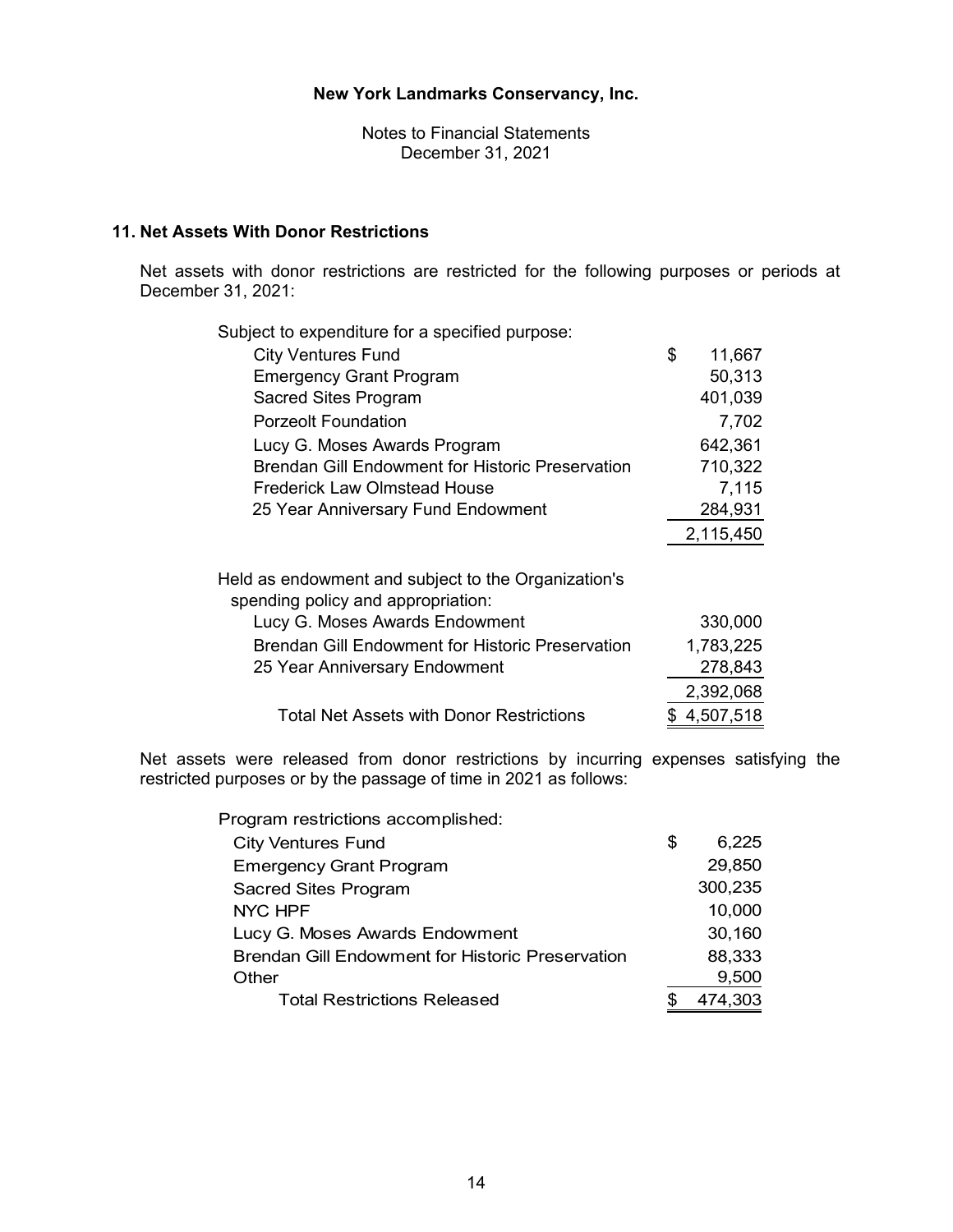New York Landmarks Conservancy, Inc.

Notes to Financial Statements
December 31, 2021

## 11. Net Assets With Donor Restrictions

Net assets with donor restrictions are restricted for the following purposes or periods at December 31, 2021:

| | |
|---|---|
| Subject to expenditure for a specified purpose: | |
| City Ventures Fund | $ 11,667 |
| Emergency Grant Program | 50,313 |
| Sacred Sites Program | 401,039 |
| Porzeolt Foundation | 7,702 |
| Lucy G. Moses Awards Program | 642,361 |
| Brendan Gill Endowment for Historic Preservation | 710,322 |
| Frederick Law Olmstead House | 7,115 |
| 25 Year Anniversary Fund Endowment | 284,931 |
| | 2,115,450 |
| Held as endowment and subject to the Organization's spending policy and appropriation: | |
| Lucy G. Moses Awards Endowment | 330,000 |
| Brendan Gill Endowment for Historic Preservation | 1,783,225 |
| 25 Year Anniversary Endowment | 278,843 |
| | 2,392,068 |
| Total Net Assets with Donor Restrictions | $ 4,507,518 |

Net assets were released from donor restrictions by incurring expenses satisfying the restricted purposes or by the passage of time in 2021 as follows:

| | |
|---|---|
| Program restrictions accomplished: | |
| City Ventures Fund | $ 6,225 |
| Emergency Grant Program | 29,850 |
| Sacred Sites Program | 300,235 |
| NYC HPF | 10,000 |
| Lucy G. Moses Awards Endowment | 30,160 |
| Brendan Gill Endowment for Historic Preservation | 88,333 |
| Other | 9,500 |
| Total Restrictions Released | $ 474,303 |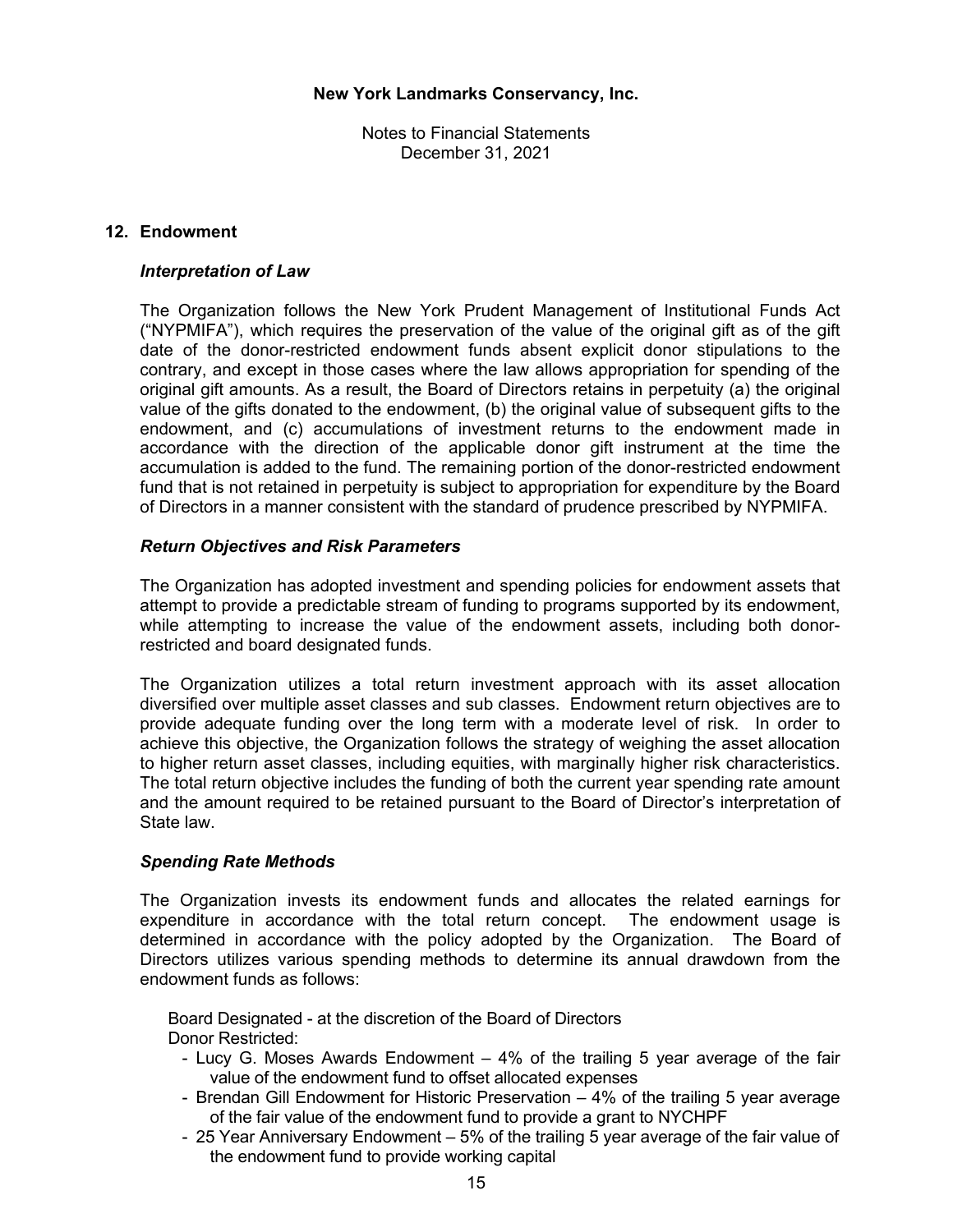## 12. Endowment

### *Interpretation of Law*

The Organization follows the New York Prudent Management of Institutional Funds Act ("NYPMIFA"), which requires the preservation of the value of the original gift as of the gift date of the donor-restricted endowment funds absent explicit donor stipulations to the contrary, and except in those cases where the law allows appropriation for spending of the original gift amounts. As a result, the Board of Directors retains in perpetuity (a) the original value of the gifts donated to the endowment, (b) the original value of subsequent gifts to the endowment, and (c) accumulations of investment returns to the endowment made in accordance with the direction of the applicable donor gift instrument at the time the accumulation is added to the fund. The remaining portion of the donor-restricted endowment fund that is not retained in perpetuity is subject to appropriation for expenditure by the Board of Directors in a manner consistent with the standard of prudence prescribed by NYPMIFA.

### *Return Objectives and Risk Parameters*

The Organization has adopted investment and spending policies for endowment assets that attempt to provide a predictable stream of funding to programs supported by its endowment, while attempting to increase the value of the endowment assets, including both donor-restricted and board designated funds.

The Organization utilizes a total return investment approach with its asset allocation diversified over multiple asset classes and sub classes. Endowment return objectives are to provide adequate funding over the long term with a moderate level of risk. In order to achieve this objective, the Organization follows the strategy of weighing the asset allocation to higher return asset classes, including equities, with marginally higher risk characteristics. The total return objective includes the funding of both the current year spending rate amount and the amount required to be retained pursuant to the Board of Director's interpretation of State law.

### *Spending Rate Methods*

The Organization invests its endowment funds and allocates the related earnings for expenditure in accordance with the total return concept. The endowment usage is determined in accordance with the policy adopted by the Organization. The Board of Directors utilizes various spending methods to determine its annual drawdown from the endowment funds as follows:

Board Designated - at the discretion of the Board of Directors
Donor Restricted:

- Lucy G. Moses Awards Endowment – 4% of the trailing 5 year average of the fair value of the endowment fund to offset allocated expenses
- Brendan Gill Endowment for Historic Preservation – 4% of the trailing 5 year average of the fair value of the endowment fund to provide a grant to NYCHPF
- 25 Year Anniversary Endowment – 5% of the trailing 5 year average of the fair value of the endowment fund to provide working capital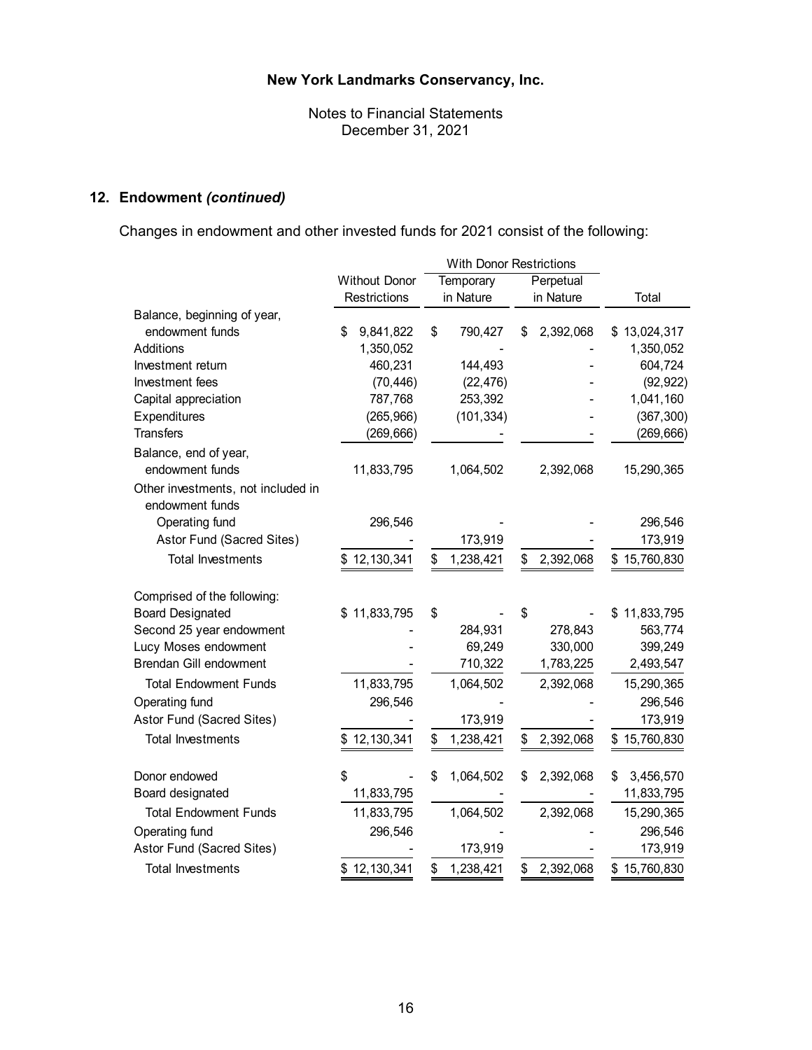New York Landmarks Conservancy, Inc.

Notes to Financial Statements
December 31, 2021

## 12. Endowment *(continued)*

Changes in endowment and other invested funds for 2021 consist of the following:

| | | With Donor Restrictions | | |
|---|---|---|---|---|
| | Without Donor Restrictions | Temporary in Nature | Perpetual in Nature | Total |
| Balance, beginning of year, endowment funds | $ 9,841,822 | $ 790,427 | $ 2,392,068 | $ 13,024,317 |
| Additions | 1,350,052 | - | - | 1,350,052 |
| Investment return | 460,231 | 144,493 | - | 604,724 |
| Investment fees | (70,446) | (22,476) | - | (92,922) |
| Capital appreciation | 787,768 | 253,392 | - | 1,041,160 |
| Expenditures | (265,966) | (101,334) | - | (367,300) |
| Transfers | (269,666) | - | - | (269,666) |
| Balance, end of year, endowment funds | 11,833,795 | 1,064,502 | 2,392,068 | 15,290,365 |
| Other investments, not included in endowment funds | | | | |
| Operating fund | 296,546 | - | - | 296,546 |
| Astor Fund (Sacred Sites) | - | 173,919 | - | 173,919 |
| Total Investments | $ 12,130,341 | $ 1,238,421 | $ 2,392,068 | $ 15,760,830 |
| | | | | |
| Comprised of the following: | | | | |
| Board Designated | $ 11,833,795 | $ - | $ - | $ 11,833,795 |
| Second 25 year endowment | - | 284,931 | 278,843 | 563,774 |
| Lucy Moses endowment | - | 69,249 | 330,000 | 399,249 |
| Brendan Gill endowment | - | 710,322 | 1,783,225 | 2,493,547 |
| Total Endowment Funds | 11,833,795 | 1,064,502 | 2,392,068 | 15,290,365 |
| Operating fund | 296,546 | - | - | 296,546 |
| Astor Fund (Sacred Sites) | - | 173,919 | - | 173,919 |
| Total Investments | $ 12,130,341 | $ 1,238,421 | $ 2,392,068 | $ 15,760,830 |
| | | | | |
| Donor endowed | $ - | $ 1,064,502 | $ 2,392,068 | $ 3,456,570 |
| Board designated | 11,833,795 | - | - | 11,833,795 |
| Total Endowment Funds | 11,833,795 | 1,064,502 | 2,392,068 | 15,290,365 |
| Operating fund | 296,546 | - | - | 296,546 |
| Astor Fund (Sacred Sites) | - | 173,919 | - | 173,919 |
| Total Investments | $ 12,130,341 | $ 1,238,421 | $ 2,392,068 | $ 15,760,830 |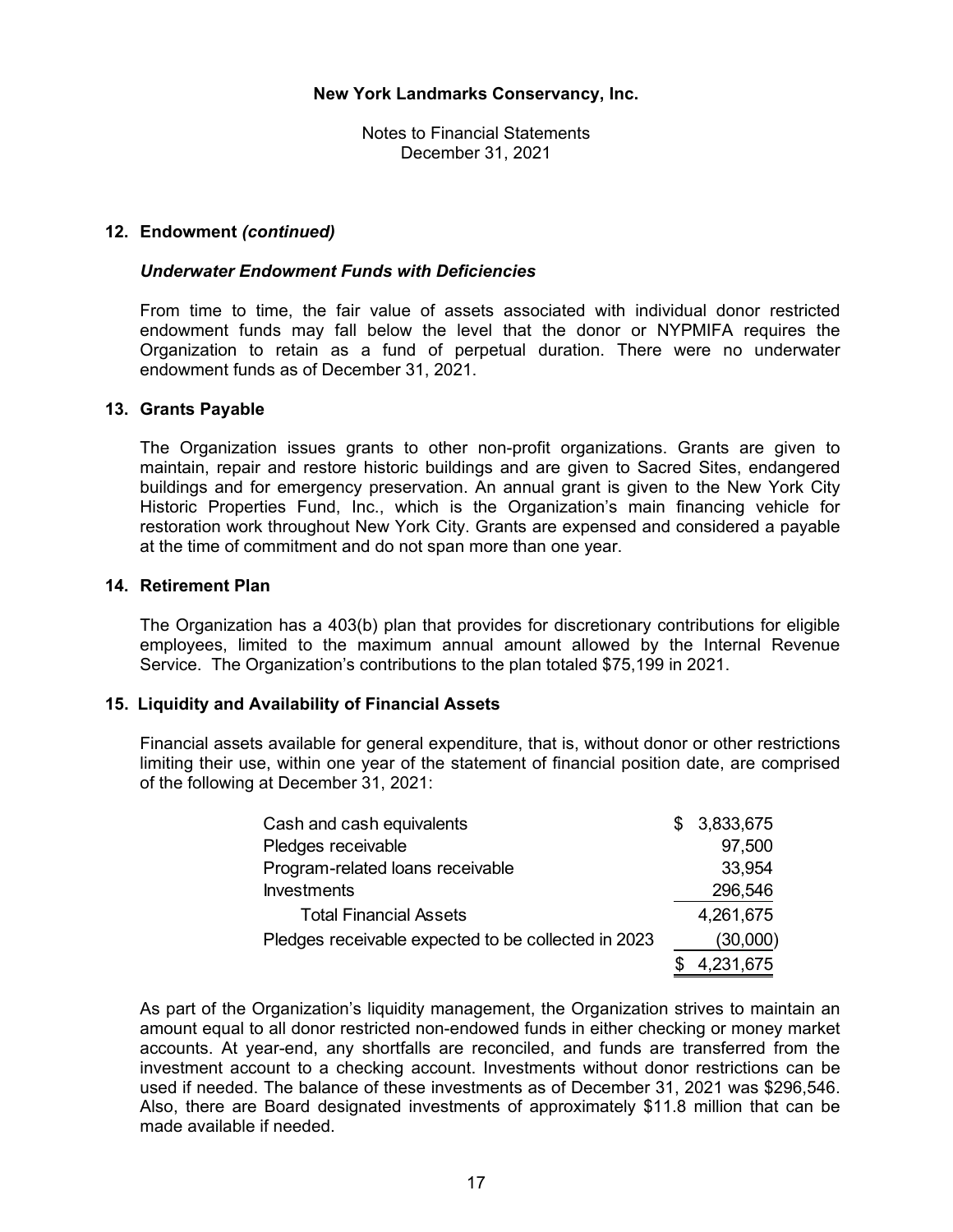## 12. Endowment *(continued)*

### *Underwater Endowment Funds with Deficiencies*

From time to time, the fair value of assets associated with individual donor restricted endowment funds may fall below the level that the donor or NYPMIFA requires the Organization to retain as a fund of perpetual duration. There were no underwater endowment funds as of December 31, 2021.

## 13. Grants Payable

The Organization issues grants to other non-profit organizations. Grants are given to maintain, repair and restore historic buildings and are given to Sacred Sites, endangered buildings and for emergency preservation. An annual grant is given to the New York City Historic Properties Fund, Inc., which is the Organization's main financing vehicle for restoration work throughout New York City. Grants are expensed and considered a payable at the time of commitment and do not span more than one year.

## 14. Retirement Plan

The Organization has a 403(b) plan that provides for discretionary contributions for eligible employees, limited to the maximum annual amount allowed by the Internal Revenue Service. The Organization's contributions to the plan totaled $75,199 in 2021.

## 15. Liquidity and Availability of Financial Assets

Financial assets available for general expenditure, that is, without donor or other restrictions limiting their use, within one year of the statement of financial position date, are comprised of the following at December 31, 2021:

| | |
|---|---|
| Cash and cash equivalents | $ 3,833,675 |
| Pledges receivable | 97,500 |
| Program-related loans receivable | 33,954 |
| Investments | 296,546 |
| Total Financial Assets | 4,261,675 |
| Pledges receivable expected to be collected in 2023 | (30,000) |
| | $ 4,231,675 |

As part of the Organization's liquidity management, the Organization strives to maintain an amount equal to all donor restricted non-endowed funds in either checking or money market accounts. At year-end, any shortfalls are reconciled, and funds are transferred from the investment account to a checking account. Investments without donor restrictions can be used if needed. The balance of these investments as of December 31, 2021 was $296,546. Also, there are Board designated investments of approximately $11.8 million that can be made available if needed.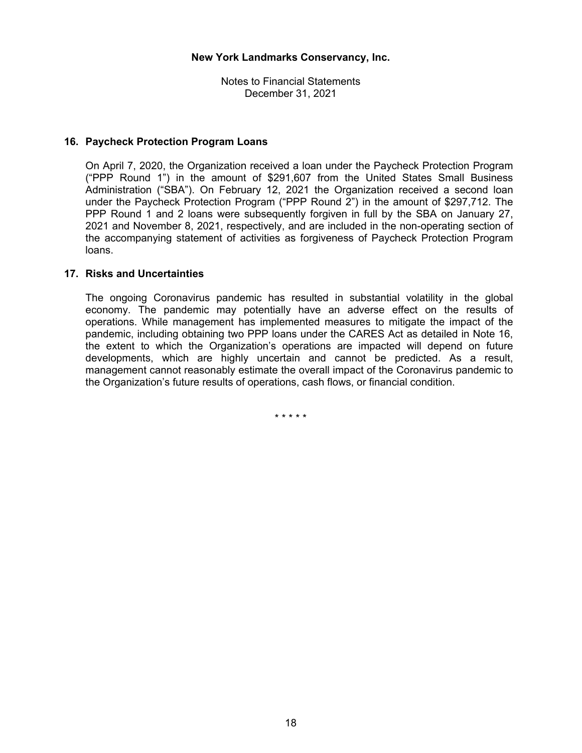**New York Landmarks Conservancy, Inc.**

Notes to Financial Statements
December 31, 2021

## 16. Paycheck Protection Program Loans

On April 7, 2020, the Organization received a loan under the Paycheck Protection Program ("PPP Round 1") in the amount of $291,607 from the United States Small Business Administration ("SBA"). On February 12, 2021 the Organization received a second loan under the Paycheck Protection Program ("PPP Round 2") in the amount of $297,712. The PPP Round 1 and 2 loans were subsequently forgiven in full by the SBA on January 27, 2021 and November 8, 2021, respectively, and are included in the non-operating section of the accompanying statement of activities as forgiveness of Paycheck Protection Program loans.

## 17. Risks and Uncertainties

The ongoing Coronavirus pandemic has resulted in substantial volatility in the global economy. The pandemic may potentially have an adverse effect on the results of operations. While management has implemented measures to mitigate the impact of the pandemic, including obtaining two PPP loans under the CARES Act as detailed in Note 16, the extent to which the Organization's operations are impacted will depend on future developments, which are highly uncertain and cannot be predicted. As a result, management cannot reasonably estimate the overall impact of the Coronavirus pandemic to the Organization's future results of operations, cash flows, or financial condition.

* * * * *